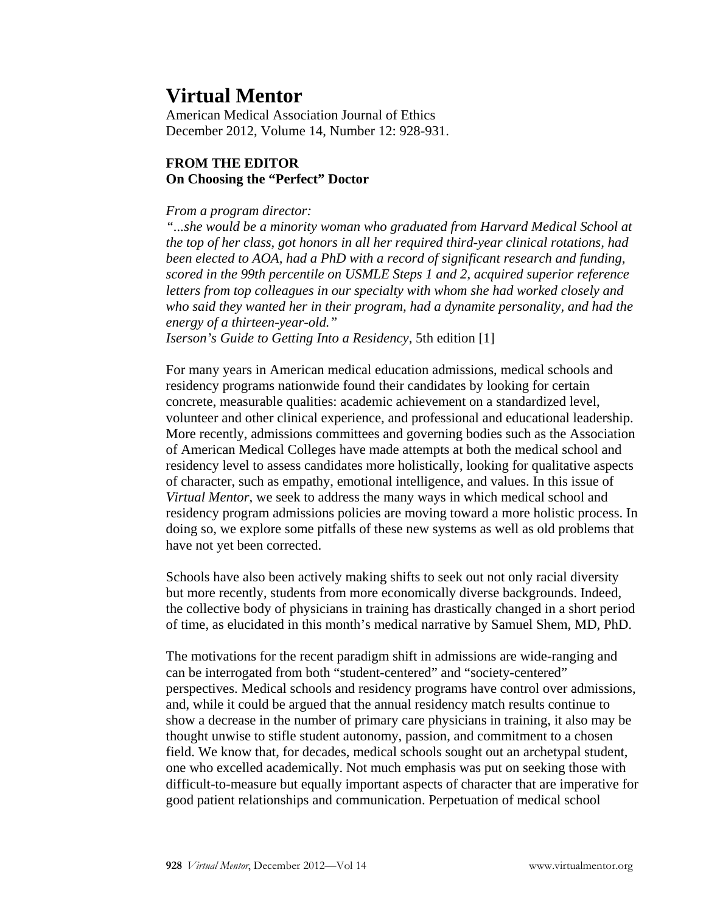# Virtual Mentor

American Medical Association Journal of Ethics
December 2012, Volume 14, Number 12: 928-931.

**FROM THE EDITOR**
**On Choosing the "Perfect" Doctor**

*From a program director:*
*"...she would be a minority woman who graduated from Harvard Medical School at the top of her class, got honors in all her required third-year clinical rotations, had been elected to AOA, had a PhD with a record of significant research and funding, scored in the 99th percentile on USMLE Steps 1 and 2, acquired superior reference letters from top colleagues in our specialty with whom she had worked closely and who said they wanted her in their program, had a dynamite personality, and had the energy of a thirteen-year-old."*
*Iserson's Guide to Getting Into a Residency*, 5th edition [1]

For many years in American medical education admissions, medical schools and residency programs nationwide found their candidates by looking for certain concrete, measurable qualities: academic achievement on a standardized level, volunteer and other clinical experience, and professional and educational leadership. More recently, admissions committees and governing bodies such as the Association of American Medical Colleges have made attempts at both the medical school and residency level to assess candidates more holistically, looking for qualitative aspects of character, such as empathy, emotional intelligence, and values. In this issue of *Virtual Mentor,* we seek to address the many ways in which medical school and residency program admissions policies are moving toward a more holistic process. In doing so, we explore some pitfalls of these new systems as well as old problems that have not yet been corrected.

Schools have also been actively making shifts to seek out not only racial diversity but more recently, students from more economically diverse backgrounds. Indeed, the collective body of physicians in training has drastically changed in a short period of time, as elucidated in this month's medical narrative by Samuel Shem, MD, PhD.

The motivations for the recent paradigm shift in admissions are wide-ranging and can be interrogated from both "student-centered" and "society-centered" perspectives. Medical schools and residency programs have control over admissions, and, while it could be argued that the annual residency match results continue to show a decrease in the number of primary care physicians in training, it also may be thought unwise to stifle student autonomy, passion, and commitment to a chosen field. We know that, for decades, medical schools sought out an archetypal student, one who excelled academically. Not much emphasis was put on seeking those with difficult-to-measure but equally important aspects of character that are imperative for good patient relationships and communication. Perpetuation of medical school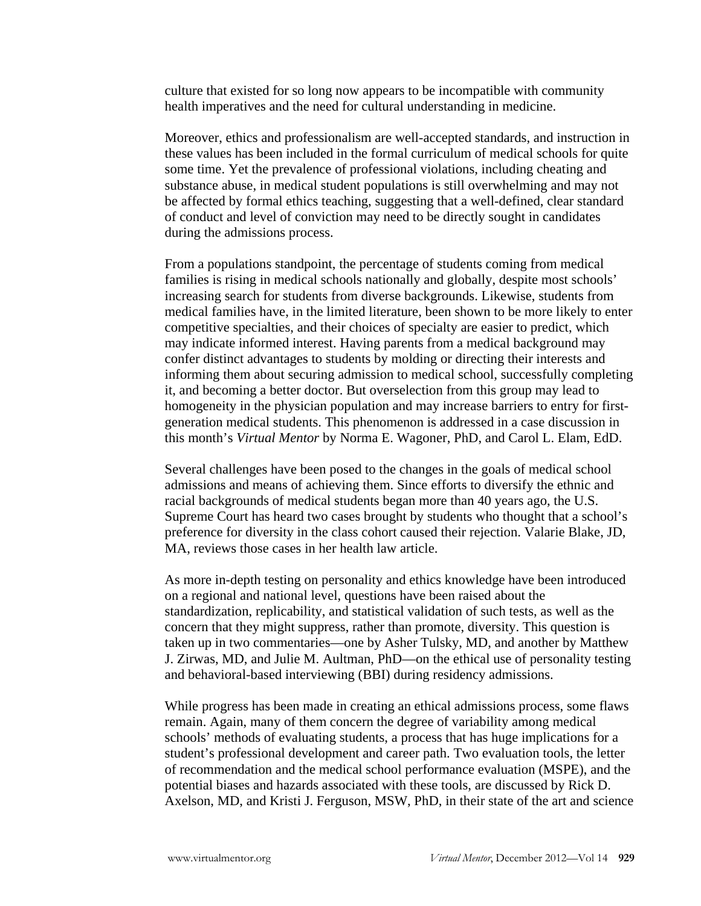culture that existed for so long now appears to be incompatible with community health imperatives and the need for cultural understanding in medicine.

Moreover, ethics and professionalism are well-accepted standards, and instruction in these values has been included in the formal curriculum of medical schools for quite some time. Yet the prevalence of professional violations, including cheating and substance abuse, in medical student populations is still overwhelming and may not be affected by formal ethics teaching, suggesting that a well-defined, clear standard of conduct and level of conviction may need to be directly sought in candidates during the admissions process.

From a populations standpoint, the percentage of students coming from medical families is rising in medical schools nationally and globally, despite most schools' increasing search for students from diverse backgrounds. Likewise, students from medical families have, in the limited literature, been shown to be more likely to enter competitive specialties, and their choices of specialty are easier to predict, which may indicate informed interest. Having parents from a medical background may confer distinct advantages to students by molding or directing their interests and informing them about securing admission to medical school, successfully completing it, and becoming a better doctor. But overselection from this group may lead to homogeneity in the physician population and may increase barriers to entry for first-generation medical students. This phenomenon is addressed in a case discussion in this month's *Virtual Mentor* by Norma E. Wagoner, PhD, and Carol L. Elam, EdD.

Several challenges have been posed to the changes in the goals of medical school admissions and means of achieving them. Since efforts to diversify the ethnic and racial backgrounds of medical students began more than 40 years ago, the U.S. Supreme Court has heard two cases brought by students who thought that a school's preference for diversity in the class cohort caused their rejection. Valarie Blake, JD, MA, reviews those cases in her health law article.

As more in-depth testing on personality and ethics knowledge have been introduced on a regional and national level, questions have been raised about the standardization, replicability, and statistical validation of such tests, as well as the concern that they might suppress, rather than promote, diversity. This question is taken up in two commentaries—one by Asher Tulsky, MD, and another by Matthew J. Zirwas, MD, and Julie M. Aultman, PhD—on the ethical use of personality testing and behavioral-based interviewing (BBI) during residency admissions.

While progress has been made in creating an ethical admissions process, some flaws remain. Again, many of them concern the degree of variability among medical schools' methods of evaluating students, a process that has huge implications for a student's professional development and career path. Two evaluation tools, the letter of recommendation and the medical school performance evaluation (MSPE), and the potential biases and hazards associated with these tools, are discussed by Rick D. Axelson, MD, and Kristi J. Ferguson, MSW, PhD, in their state of the art and science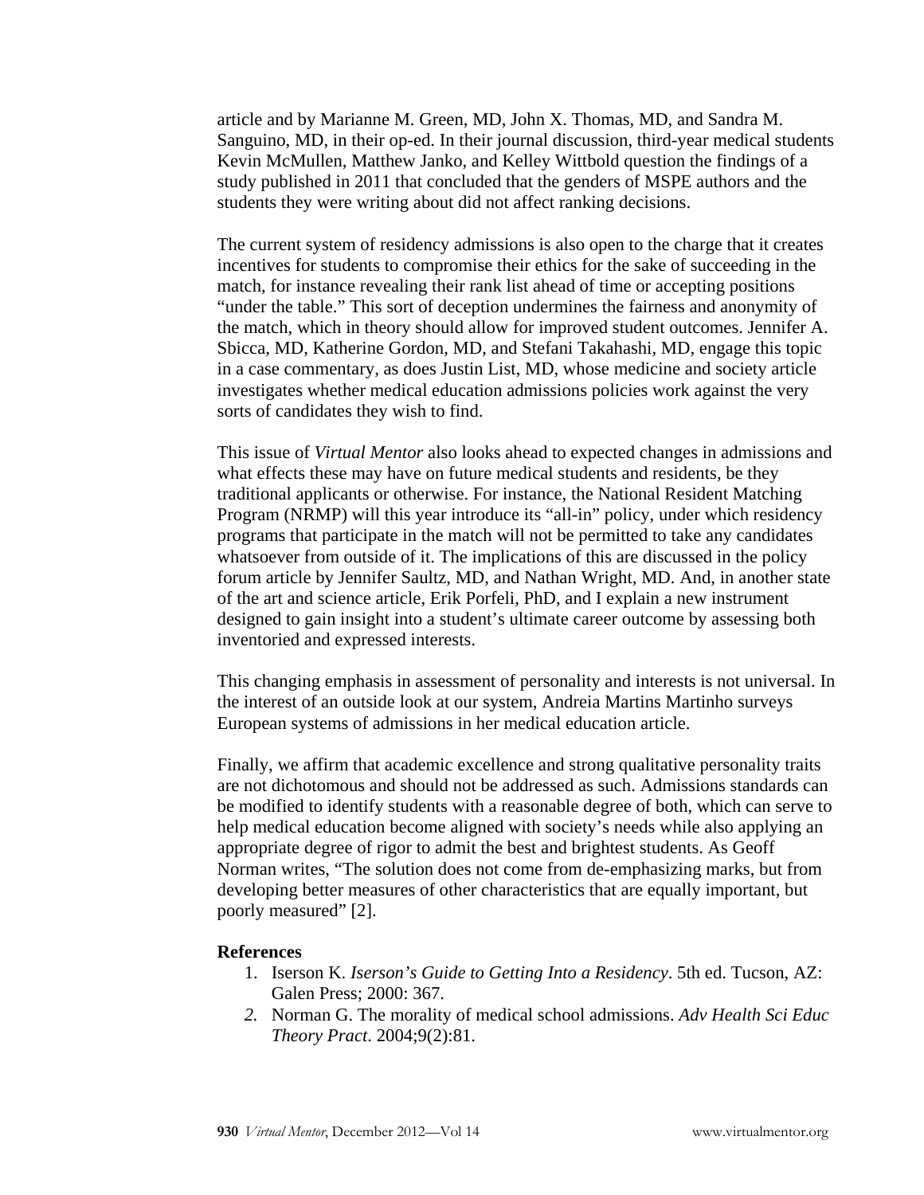article and by Marianne M. Green, MD, John X. Thomas, MD, and Sandra M. Sanguino, MD, in their op-ed. In their journal discussion, third-year medical students Kevin McMullen, Matthew Janko, and Kelley Wittbold question the findings of a study published in 2011 that concluded that the genders of MSPE authors and the students they were writing about did not affect ranking decisions.

The current system of residency admissions is also open to the charge that it creates incentives for students to compromise their ethics for the sake of succeeding in the match, for instance revealing their rank list ahead of time or accepting positions "under the table." This sort of deception undermines the fairness and anonymity of the match, which in theory should allow for improved student outcomes. Jennifer A. Sbicca, MD, Katherine Gordon, MD, and Stefani Takahashi, MD, engage this topic in a case commentary, as does Justin List, MD, whose medicine and society article investigates whether medical education admissions policies work against the very sorts of candidates they wish to find.

This issue of *Virtual Mentor* also looks ahead to expected changes in admissions and what effects these may have on future medical students and residents, be they traditional applicants or otherwise. For instance, the National Resident Matching Program (NRMP) will this year introduce its "all-in" policy, under which residency programs that participate in the match will not be permitted to take any candidates whatsoever from outside of it. The implications of this are discussed in the policy forum article by Jennifer Saultz, MD, and Nathan Wright, MD. And, in another state of the art and science article, Erik Porfeli, PhD, and I explain a new instrument designed to gain insight into a student's ultimate career outcome by assessing both inventoried and expressed interests.

This changing emphasis in assessment of personality and interests is not universal. In the interest of an outside look at our system, Andreia Martins Martinho surveys European systems of admissions in her medical education article.

Finally, we affirm that academic excellence and strong qualitative personality traits are not dichotomous and should not be addressed as such. Admissions standards can be modified to identify students with a reasonable degree of both, which can serve to help medical education become aligned with society's needs while also applying an appropriate degree of rigor to admit the best and brightest students. As Geoff Norman writes, "The solution does not come from de-emphasizing marks, but from developing better measures of other characteristics that are equally important, but poorly measured" [2].

**References**

1. Iserson K. *Iserson's Guide to Getting Into a Residency*. 5th ed. Tucson, AZ: Galen Press; 2000: 367.
2. Norman G. The morality of medical school admissions. *Adv Health Sci Educ Theory Pract*. 2004;9(2):81.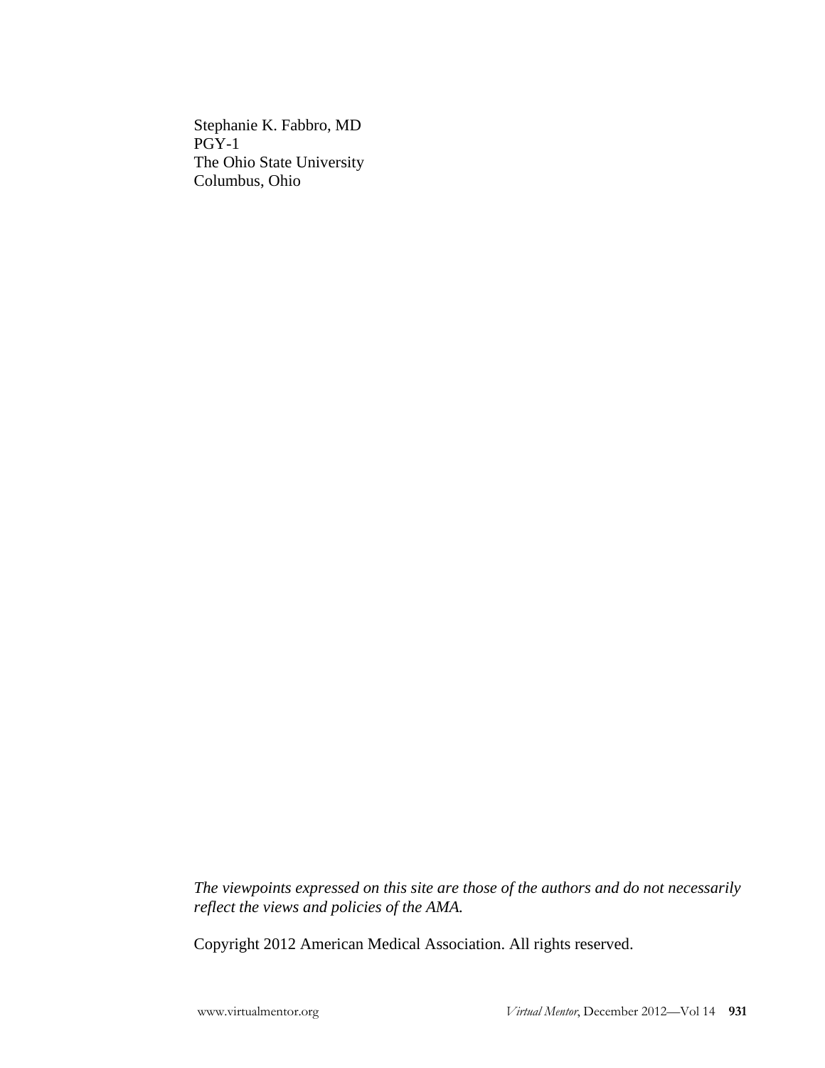Stephanie K. Fabbro, MD
PGY-1
The Ohio State University
Columbus, Ohio

*The viewpoints expressed on this site are those of the authors and do not necessarily reflect the views and policies of the AMA.*

Copyright 2012 American Medical Association. All rights reserved.